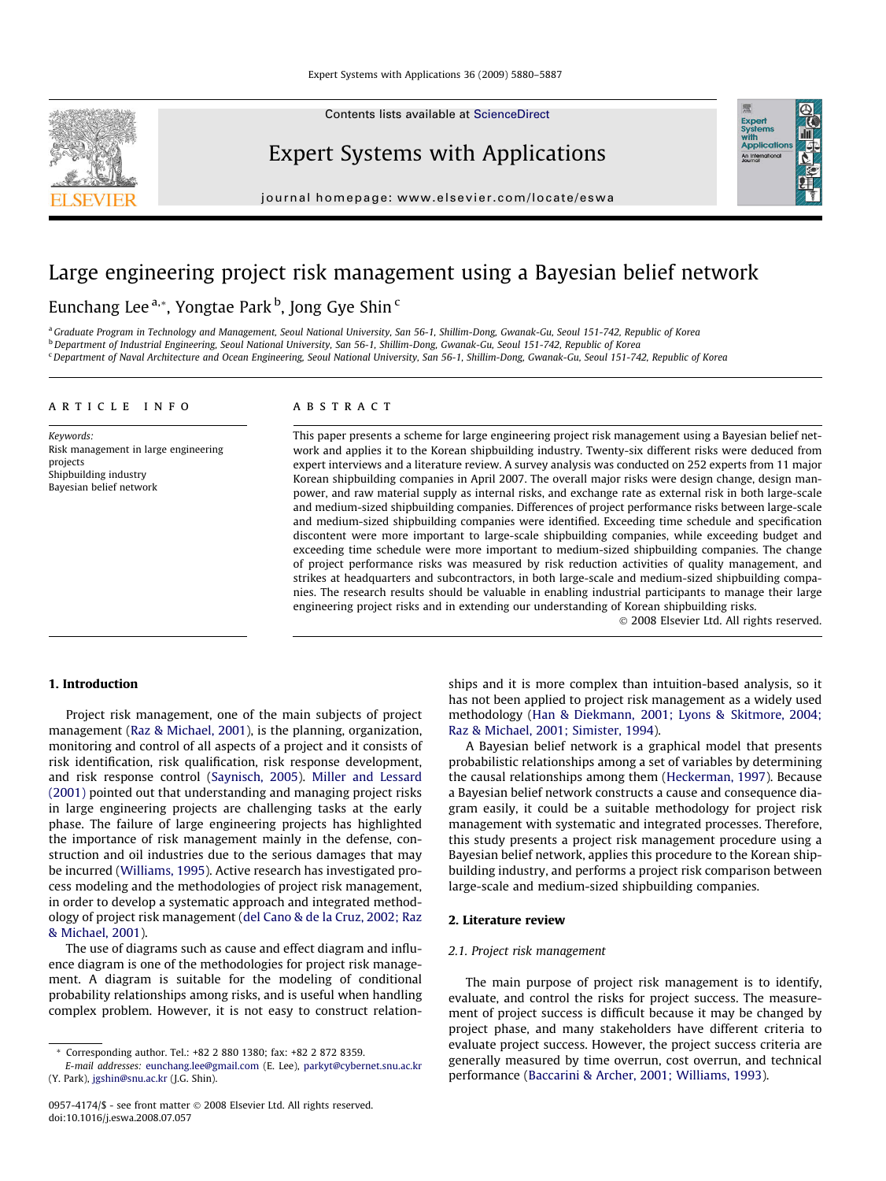# Large engineering project risk management using a Bayesian belief network

Eunchang Lee[a,*], Yongtae Park[b], Jong Gye Shin[c]

[a] Graduate Program in Technology and Management, Seoul National University, San 56-1, Shillim-Dong, Gwanak-Gu, Seoul 151-742, Republic of Korea
[b] Department of Industrial Engineering, Seoul National University, San 56-1, Shillim-Dong, Gwanak-Gu, Seoul 151-742, Republic of Korea
[c] Department of Naval Architecture and Ocean Engineering, Seoul National University, San 56-1, Shillim-Dong, Gwanak-Gu, Seoul 151-742, Republic of Korea

**ARTICLE INFO**

*Keywords:*
Risk management in large engineering projects
Shipbuilding industry
Bayesian belief network

**ABSTRACT**

This paper presents a scheme for large engineering project risk management using a Bayesian belief network and applies it to the Korean shipbuilding industry. Twenty-six different risks were deduced from expert interviews and a literature review. A survey analysis was conducted on 252 experts from 11 major Korean shipbuilding companies in April 2007. The overall major risks were design change, design manpower, and raw material supply as internal risks, and exchange rate as external risk in both large-scale and medium-sized shipbuilding companies. Differences of project performance risks between large-scale and medium-sized shipbuilding companies were identified. Exceeding time schedule and specification discontent were more important to large-scale shipbuilding companies, while exceeding budget and exceeding time schedule were more important to medium-sized shipbuilding companies. The change of project performance risks was measured by risk reduction activities of quality management, and strikes at headquarters and subcontractors, in both large-scale and medium-sized shipbuilding companies. The research results should be valuable in enabling industrial participants to manage their large engineering project risks and in extending our understanding of Korean shipbuilding risks.

© 2008 Elsevier Ltd. All rights reserved.

## 1. Introduction

Project risk management, one of the main subjects of project management (Raz & Michael, 2001), is the planning, organization, monitoring and control of all aspects of a project and it consists of risk identification, risk qualification, risk response development, and risk response control (Saynisch, 2005). Miller and Lessard (2001) pointed out that understanding and managing project risks in large engineering projects are challenging tasks at the early phase. The failure of large engineering projects has highlighted the importance of risk management mainly in the defense, construction and oil industries due to the serious damages that may be incurred (Williams, 1995). Active research has investigated process modeling and the methodologies of project risk management, in order to develop a systematic approach and integrated methodology of project risk management (del Cano & de la Cruz, 2002; Raz & Michael, 2001).

The use of diagrams such as cause and effect diagram and influence diagram is one of the methodologies for project risk management. A diagram is suitable for the modeling of conditional probability relationships among risks, and is useful when handling complex problem. However, it is not easy to construct relationships and it is more complex than intuition-based analysis, so it has not been applied to project risk management as a widely used methodology (Han & Diekmann, 2001; Lyons & Skitmore, 2004; Raz & Michael, 2001; Simister, 1994).

A Bayesian belief network is a graphical model that presents probabilistic relationships among a set of variables by determining the causal relationships among them (Heckerman, 1997). Because a Bayesian belief network constructs a cause and consequence diagram easily, it could be a suitable methodology for project risk management with systematic and integrated processes. Therefore, this study presents a project risk management procedure using a Bayesian belief network, applies this procedure to the Korean shipbuilding industry, and performs a project risk comparison between large-scale and medium-sized shipbuilding companies.

## 2. Literature review

### 2.1. Project risk management

The main purpose of project risk management is to identify, evaluate, and control the risks for project success. The measurement of project success is difficult because it may be changed by project phase, and many stakeholders have different criteria to evaluate project success. However, the project success criteria are generally measured by time overrun, cost overrun, and technical performance (Baccarini & Archer, 2001; Williams, 1993).

* Corresponding author. Tel.: +82 2 880 1380; fax: +82 2 872 8359.
E-mail addresses: eunchang.lee@gmail.com (E. Lee), parkyt@cybernet.snu.ac.kr (Y. Park), jgshin@snu.ac.kr (J.G. Shin).

0957-4174/$ - see front matter © 2008 Elsevier Ltd. All rights reserved.
doi:10.1016/j.eswa.2008.07.057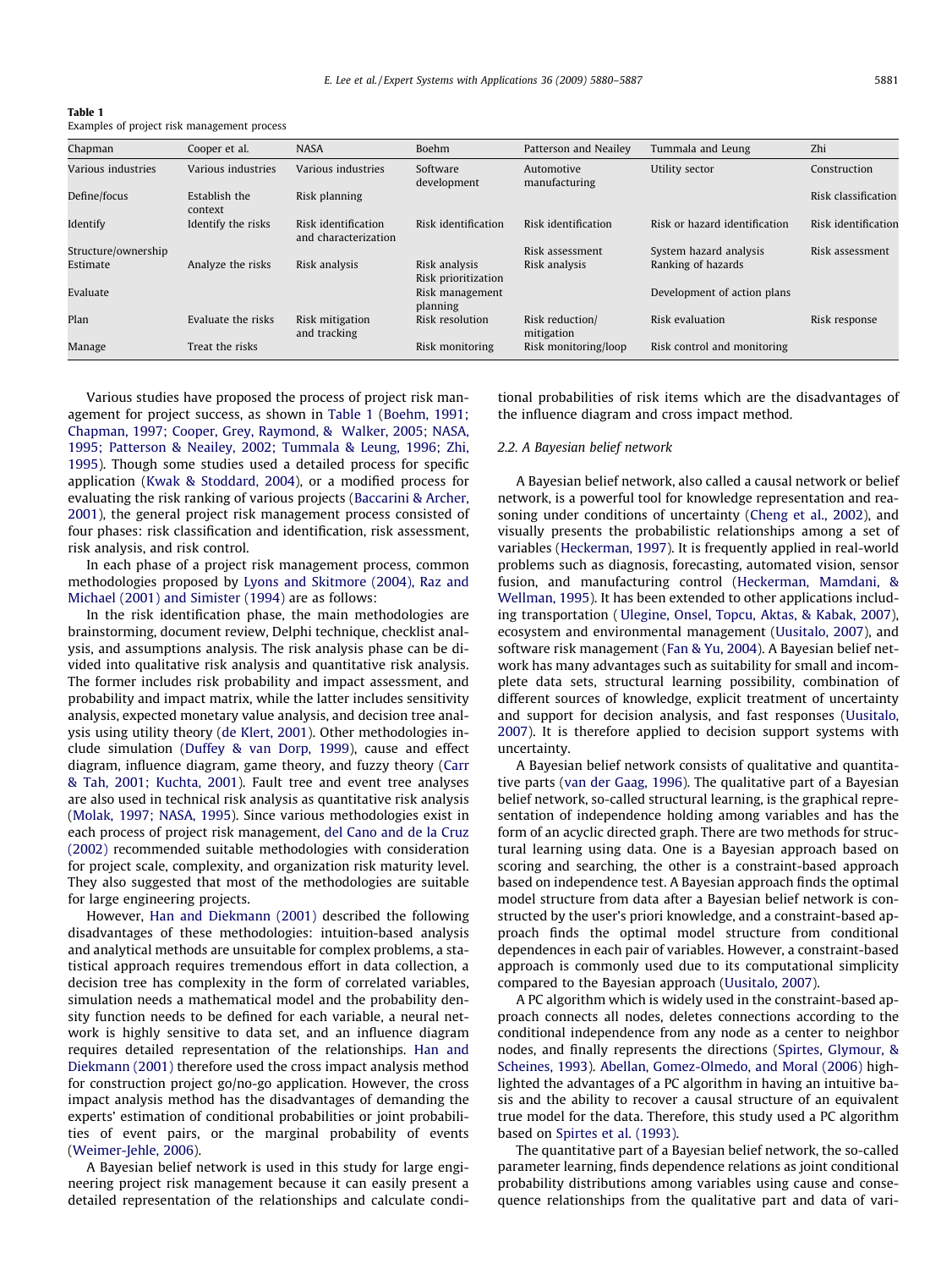Table 1
Examples of project risk management process

| Chapman | Cooper et al. | NASA | Boehm | Patterson and Neailey | Tummala and Leung | Zhi |
|---|---|---|---|---|---|---|
| Various industries | Various industries | Various industries | Software development | Automotive manufacturing | Utility sector | Construction |
| Define/focus | Establish the context | Risk planning | | | | Risk classification |
| Identify | Identify the risks | Risk identification and characterization | Risk identification | Risk identification | Risk or hazard identification | Risk identification |
| Structure/ownership | | | | Risk assessment | System hazard analysis | Risk assessment |
| Estimate | Analyze the risks | Risk analysis | Risk analysis<br>Risk prioritization | Risk analysis | Ranking of hazards | |
| Evaluate | | | Risk management planning | | Development of action plans | |
| Plan | Evaluate the risks | Risk mitigation and tracking | Risk resolution | Risk reduction/mitigation | Risk evaluation | Risk response |
| Manage | Treat the risks | | Risk monitoring | Risk monitoring/loop | Risk control and monitoring | |

Various studies have proposed the process of project risk management for project success, as shown in Table 1 (Boehm, 1991; Chapman, 1997; Cooper, Grey, Raymond, & Walker, 2005; NASA, 1995; Patterson & Neailey, 2002; Tummala & Leung, 1996; Zhi, 1995). Though some studies used a detailed process for specific application (Kwak & Stoddard, 2004), or a modified process for evaluating the risk ranking of various projects (Baccarini & Archer, 2001), the general project risk management process consisted of four phases: risk classification and identification, risk assessment, risk analysis, and risk control.

In each phase of a project risk management process, common methodologies proposed by Lyons and Skitmore (2004), Raz and Michael (2001) and Simister (1994) are as follows:

In the risk identification phase, the main methodologies are brainstorming, document review, Delphi technique, checklist analysis, and assumptions analysis. The risk analysis phase can be divided into qualitative risk analysis and quantitative risk analysis. The former includes risk probability and impact assessment, and probability and impact matrix, while the latter includes sensitivity analysis, expected monetary value analysis, and decision tree analysis using utility theory (de Klert, 2001). Other methodologies include simulation (Duffey & van Dorp, 1999), cause and effect diagram, influence diagram, game theory, and fuzzy theory (Carr & Tah, 2001; Kuchta, 2001). Fault tree and event tree analyses are also used in technical risk analysis as quantitative risk analysis (Molak, 1997; NASA, 1995). Since various methodologies exist in each process of project risk management, del Cano and de la Cruz (2002) recommended suitable methodologies with consideration for project scale, complexity, and organization risk maturity level. They also suggested that most of the methodologies are suitable for large engineering projects.

However, Han and Diekmann (2001) described the following disadvantages of these methodologies: intuition-based analysis and analytical methods are unsuitable for complex problems, a statistical approach requires tremendous effort in data collection, a decision tree has complexity in the form of correlated variables, simulation needs a mathematical model and the probability density function needs to be defined for each variable, a neural network is highly sensitive to data set, and an influence diagram requires detailed representation of the relationships. Han and Diekmann (2001) therefore used the cross impact analysis method for construction project go/no-go application. However, the cross impact analysis method has the disadvantages of demanding the experts' estimation of conditional probabilities or joint probabilities of event pairs, or the marginal probability of events (Weimer-Jehle, 2006).

A Bayesian belief network is used in this study for large engineering project risk management because it can easily present a detailed representation of the relationships and calculate conditional probabilities of risk items which are the disadvantages of the influence diagram and cross impact method.

### 2.2. A Bayesian belief network

A Bayesian belief network, also called a causal network or belief network, is a powerful tool for knowledge representation and reasoning under conditions of uncertainty (Cheng et al., 2002), and visually presents the probabilistic relationships among a set of variables (Heckerman, 1997). It is frequently applied in real-world problems such as diagnosis, forecasting, automated vision, sensor fusion, and manufacturing control (Heckerman, Mamdani, & Wellman, 1995). It has been extended to other applications including transportation (Ulegine, Onsel, Topcu, Aktas, & Kabak, 2007), ecosystem and environmental management (Uusitalo, 2007), and software risk management (Fan & Yu, 2004). A Bayesian belief network has many advantages such as suitability for small and incomplete data sets, structural learning possibility, combination of different sources of knowledge, explicit treatment of uncertainty and support for decision analysis, and fast responses (Uusitalo, 2007). It is therefore applied to decision support systems with uncertainty.

A Bayesian belief network consists of qualitative and quantitative parts (van der Gaag, 1996). The qualitative part of a Bayesian belief network, so-called structural learning, is the graphical representation of independence holding among variables and has the form of an acyclic directed graph. There are two methods for structural learning using data. One is a Bayesian approach based on scoring and searching, the other is a constraint-based approach based on independence test. A Bayesian approach finds the optimal model structure from data after a Bayesian belief network is constructed by the user's priori knowledge, and a constraint-based approach finds the optimal model structure from conditional dependences in each pair of variables. However, a constraint-based approach is commonly used due to its computational simplicity compared to the Bayesian approach (Uusitalo, 2007).

A PC algorithm which is widely used in the constraint-based approach connects all nodes, deletes connections according to the conditional independence from any node as a center to neighbor nodes, and finally represents the directions (Spirtes, Glymour, & Scheines, 1993). Abellan, Gomez-Olmedo, and Moral (2006) highlighted the advantages of a PC algorithm in having an intuitive basis and the ability to recover a causal structure of an equivalent true model for the data. Therefore, this study used a PC algorithm based on Spirtes et al. (1993).

The quantitative part of a Bayesian belief network, the so-called parameter learning, finds dependence relations as joint conditional probability distributions among variables using cause and consequence relationships from the qualitative part and data of vari-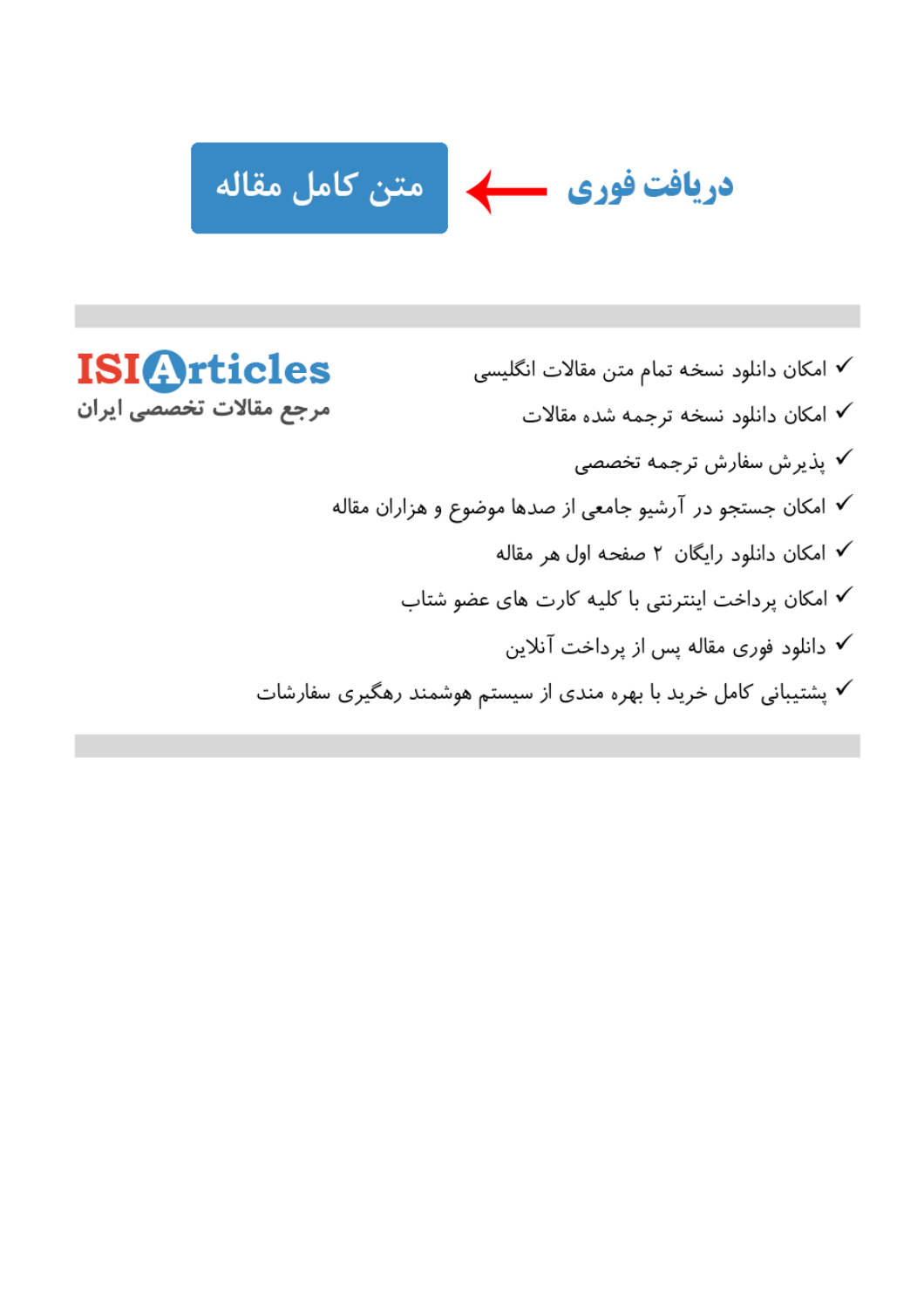دریافت فوری ← متن کامل مقاله

ISIArticles
مرجع مقالات تخصصی ایران

- ✓ امکان دانلود نسخه تمام متن مقالات انگلیسی
- ✓ امکان دانلود نسخه ترجمه شده مقالات
- ✓ پذیرش سفارش ترجمه تخصصی
- ✓ امکان جستجو در آرشیو جامعی از صدها موضوع و هزاران مقاله
- ✓ امکان دانلود رایگان ۲ صفحه اول هر مقاله
- ✓ امکان پرداخت اینترنتی با کلیه کارت های عضو شتاب
- ✓ دانلود فوری مقاله پس از پرداخت آنلاین
- ✓ پشتیبانی کامل خرید با بهره مندی از سیستم هوشمند رهگیری سفارشات